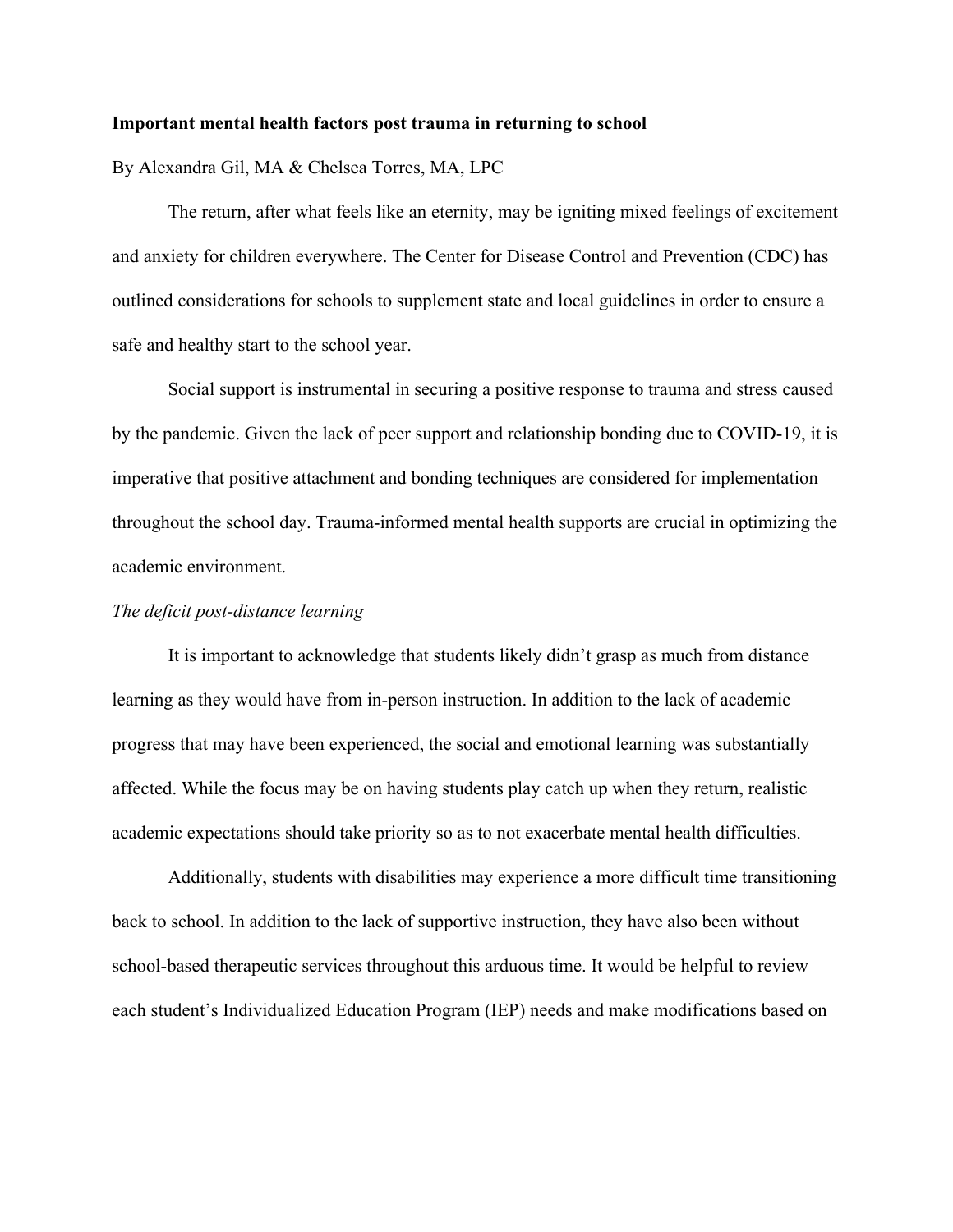**Important mental health factors post trauma in returning to school**

By Alexandra Gil, MA & Chelsea Torres, MA, LPC

The return, after what feels like an eternity, may be igniting mixed feelings of excitement and anxiety for children everywhere. The Center for Disease Control and Prevention (CDC) has outlined considerations for schools to supplement state and local guidelines in order to ensure a safe and healthy start to the school year.

Social support is instrumental in securing a positive response to trauma and stress caused by the pandemic. Given the lack of peer support and relationship bonding due to COVID-19, it is imperative that positive attachment and bonding techniques are considered for implementation throughout the school day. Trauma-informed mental health supports are crucial in optimizing the academic environment.

*The deficit post-distance learning*

It is important to acknowledge that students likely didn't grasp as much from distance learning as they would have from in-person instruction. In addition to the lack of academic progress that may have been experienced, the social and emotional learning was substantially affected. While the focus may be on having students play catch up when they return, realistic academic expectations should take priority so as to not exacerbate mental health difficulties.

Additionally, students with disabilities may experience a more difficult time transitioning back to school. In addition to the lack of supportive instruction, they have also been without school-based therapeutic services throughout this arduous time. It would be helpful to review each student's Individualized Education Program (IEP) needs and make modifications based on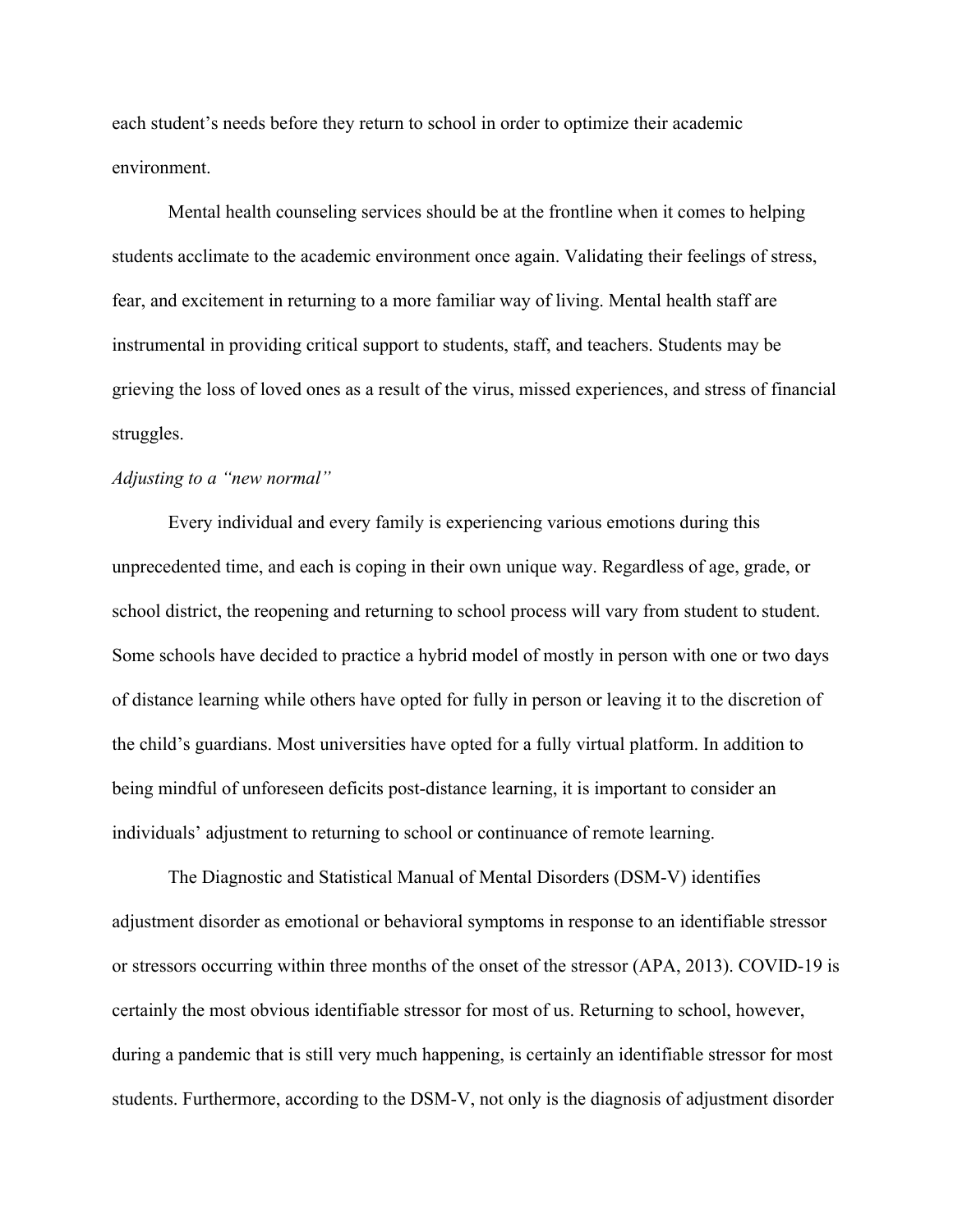each student’s needs before they return to school in order to optimize their academic environment.

Mental health counseling services should be at the frontline when it comes to helping students acclimate to the academic environment once again. Validating their feelings of stress, fear, and excitement in returning to a more familiar way of living. Mental health staff are instrumental in providing critical support to students, staff, and teachers. Students may be grieving the loss of loved ones as a result of the virus, missed experiences, and stress of financial struggles.

*Adjusting to a “new normal”*

Every individual and every family is experiencing various emotions during this unprecedented time, and each is coping in their own unique way. Regardless of age, grade, or school district, the reopening and returning to school process will vary from student to student. Some schools have decided to practice a hybrid model of mostly in person with one or two days of distance learning while others have opted for fully in person or leaving it to the discretion of the child’s guardians. Most universities have opted for a fully virtual platform. In addition to being mindful of unforeseen deficits post-distance learning, it is important to consider an individuals’ adjustment to returning to school or continuance of remote learning.

The Diagnostic and Statistical Manual of Mental Disorders (DSM-V) identifies adjustment disorder as emotional or behavioral symptoms in response to an identifiable stressor or stressors occurring within three months of the onset of the stressor (APA, 2013). COVID-19 is certainly the most obvious identifiable stressor for most of us. Returning to school, however, during a pandemic that is still very much happening, is certainly an identifiable stressor for most students. Furthermore, according to the DSM-V, not only is the diagnosis of adjustment disorder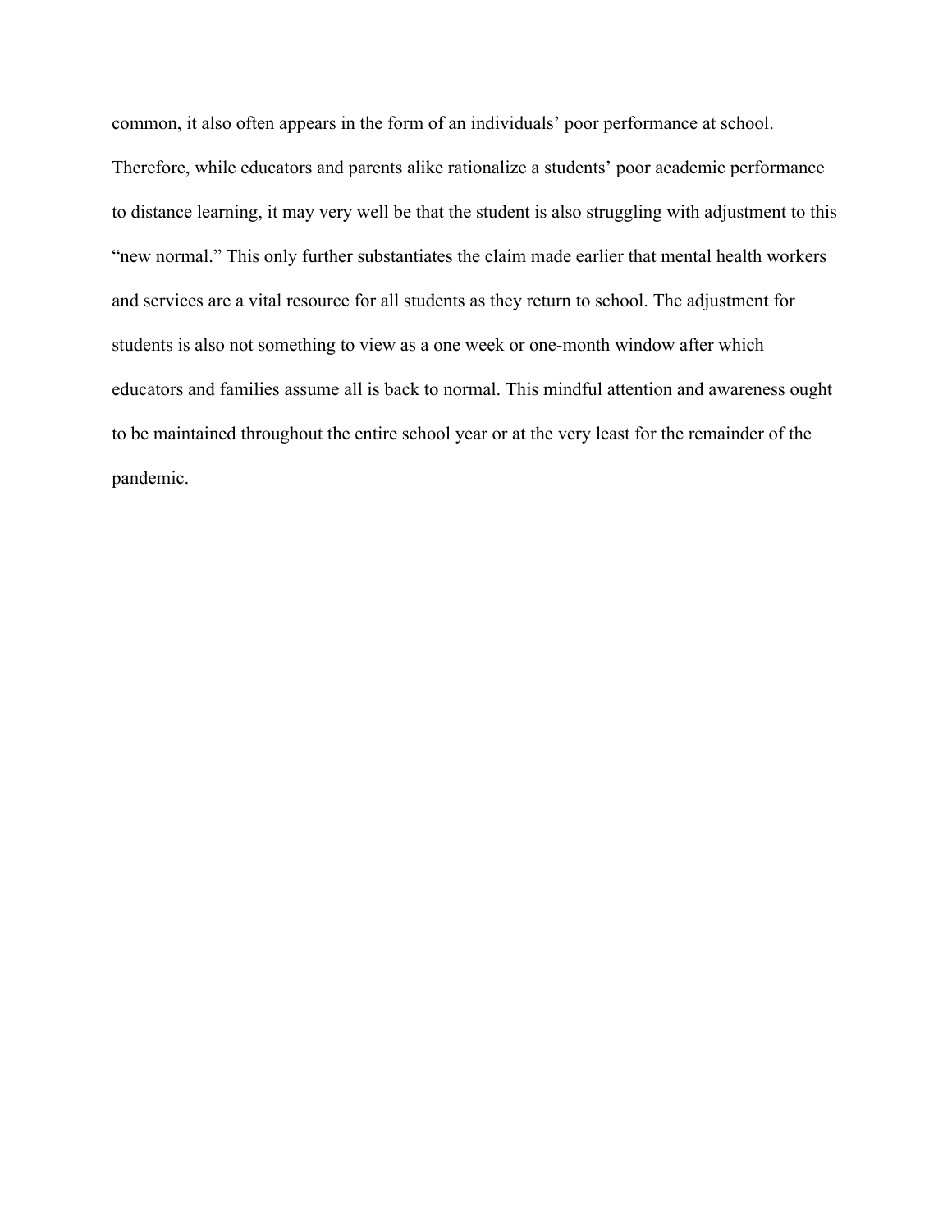common, it also often appears in the form of an individuals' poor performance at school. Therefore, while educators and parents alike rationalize a students' poor academic performance to distance learning, it may very well be that the student is also struggling with adjustment to this "new normal." This only further substantiates the claim made earlier that mental health workers and services are a vital resource for all students as they return to school. The adjustment for students is also not something to view as a one week or one-month window after which educators and families assume all is back to normal. This mindful attention and awareness ought to be maintained throughout the entire school year or at the very least for the remainder of the pandemic.